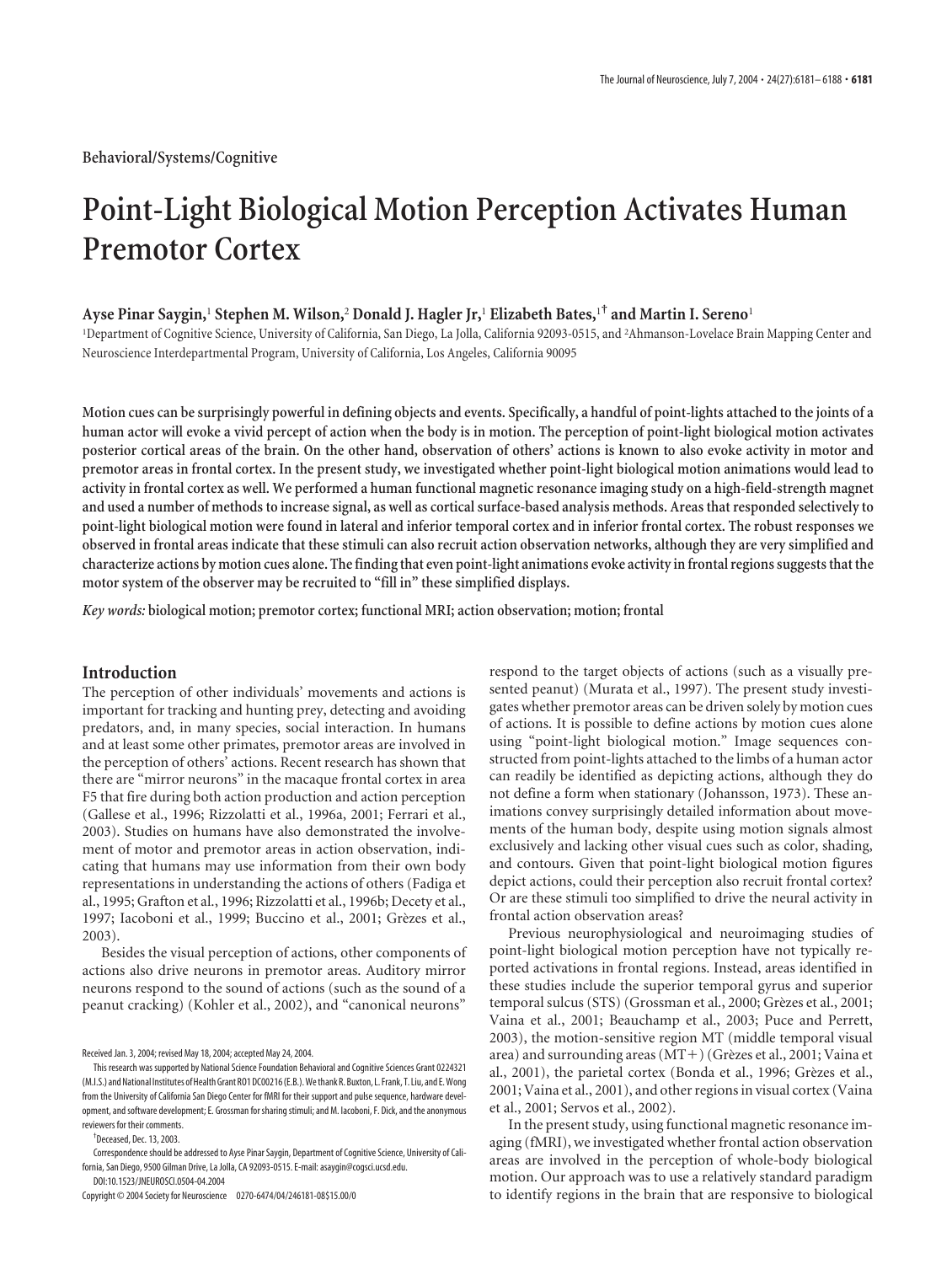Behavioral/Systems/Cognitive

# Point-Light Biological Motion Perception Activates Human Premotor Cortex

**Ayse Pinar Saygin,[1] Stephen M. Wilson,[2] Donald J. Hagler Jr,[1] Elizabeth Bates,[1†] and Martin I. Sereno[1]**

[1]Department of Cognitive Science, University of California, San Diego, La Jolla, California 92093-0515, and [2]Ahmanson-Lovelace Brain Mapping Center and Neuroscience Interdepartmental Program, University of California, Los Angeles, California 90095

**Motion cues can be surprisingly powerful in defining objects and events. Specifically, a handful of point-lights attached to the joints of a human actor will evoke a vivid percept of action when the body is in motion. The perception of point-light biological motion activates posterior cortical areas of the brain. On the other hand, observation of others' actions is known to also evoke activity in motor and premotor areas in frontal cortex. In the present study, we investigated whether point-light biological motion animations would lead to activity in frontal cortex as well. We performed a human functional magnetic resonance imaging study on a high-field-strength magnet and used a number of methods to increase signal, as well as cortical surface-based analysis methods. Areas that responded selectively to point-light biological motion were found in lateral and inferior temporal cortex and in inferior frontal cortex. The robust responses we observed in frontal areas indicate that these stimuli can also recruit action observation networks, although they are very simplified and characterize actions by motion cues alone. The finding that even point-light animations evoke activity in frontal regions suggests that the motor system of the observer may be recruited to "fill in" these simplified displays.**

*Key words:* **biological motion; premotor cortex; functional MRI; action observation; motion; frontal**

## Introduction

The perception of other individuals' movements and actions is important for tracking and hunting prey, detecting and avoiding predators, and, in many species, social interaction. In humans and at least some other primates, premotor areas are involved in the perception of others' actions. Recent research has shown that there are "mirror neurons" in the macaque frontal cortex in area F5 that fire during both action production and action perception (Gallese et al., 1996; Rizzolatti et al., 1996a, 2001; Ferrari et al., 2003). Studies on humans have also demonstrated the involvement of motor and premotor areas in action observation, indicating that humans may use information from their own body representations in understanding the actions of others (Fadiga et al., 1995; Grafton et al., 1996; Rizzolatti et al., 1996b; Decety et al., 1997; Iacoboni et al., 1999; Buccino et al., 2001; Grèzes et al., 2003).

Besides the visual perception of actions, other components of actions also drive neurons in premotor areas. Auditory mirror neurons respond to the sound of actions (such as the sound of a peanut cracking) (Kohler et al., 2002), and "canonical neurons" respond to the target objects of actions (such as a visually presented peanut) (Murata et al., 1997). The present study investigates whether premotor areas can be driven solely by motion cues of actions. It is possible to define actions by motion cues alone using "point-light biological motion." Image sequences constructed from point-lights attached to the limbs of a human actor can readily be identified as depicting actions, although they do not define a form when stationary (Johansson, 1973). These animations convey surprisingly detailed information about movements of the human body, despite using motion signals almost exclusively and lacking other visual cues such as color, shading, and contours. Given that point-light biological motion figures depict actions, could their perception also recruit frontal cortex? Or are these stimuli too simplified to drive the neural activity in frontal action observation areas?

Previous neurophysiological and neuroimaging studies of point-light biological motion perception have not typically reported activations in frontal regions. Instead, areas identified in these studies include the superior temporal gyrus and superior temporal sulcus (STS) (Grossman et al., 2000; Grèzes et al., 2001; Vaina et al., 2001; Beauchamp et al., 2003; Puce and Perrett, 2003), the motion-sensitive region MT (middle temporal visual area) and surrounding areas (MT+) (Grèzes et al., 2001; Vaina et al., 2001), the parietal cortex (Bonda et al., 1996; Grèzes et al., 2001; Vaina et al., 2001), and other regions in visual cortex (Vaina et al., 2001; Servos et al., 2002).

In the present study, using functional magnetic resonance imaging (fMRI), we investigated whether frontal action observation areas are involved in the perception of whole-body biological motion. Our approach was to use a relatively standard paradigm to identify regions in the brain that are responsive to biological

Received Jan. 3, 2004; revised May 18, 2004; accepted May 24, 2004.

This research was supported by National Science Foundation Behavioral and Cognitive Sciences Grant 0224321 (M.I.S.) and National Institutes of Health Grant R01 DC00216 (E.B.). We thank R. Buxton, L. Frank, T. Liu, and E. Wong from the University of California San Diego Center for fMRI for their support and pulse sequence, hardware development, and software development; E. Grossman for sharing stimuli; and M. Iacoboni, F. Dick, and the anonymous reviewers for their comments.

†Deceased, Dec. 13, 2003.

Correspondence should be addressed to Ayse Pinar Saygin, Department of Cognitive Science, University of California, San Diego, 9500 Gilman Drive, La Jolla, CA 92093-0515. E-mail: asaygin@cogsci.ucsd.edu.

DOI:10.1523/JNEUROSCI.0504-04.2004

Copyright © 2004 Society for Neuroscience 0270-6474/04/246181-08$15.00/0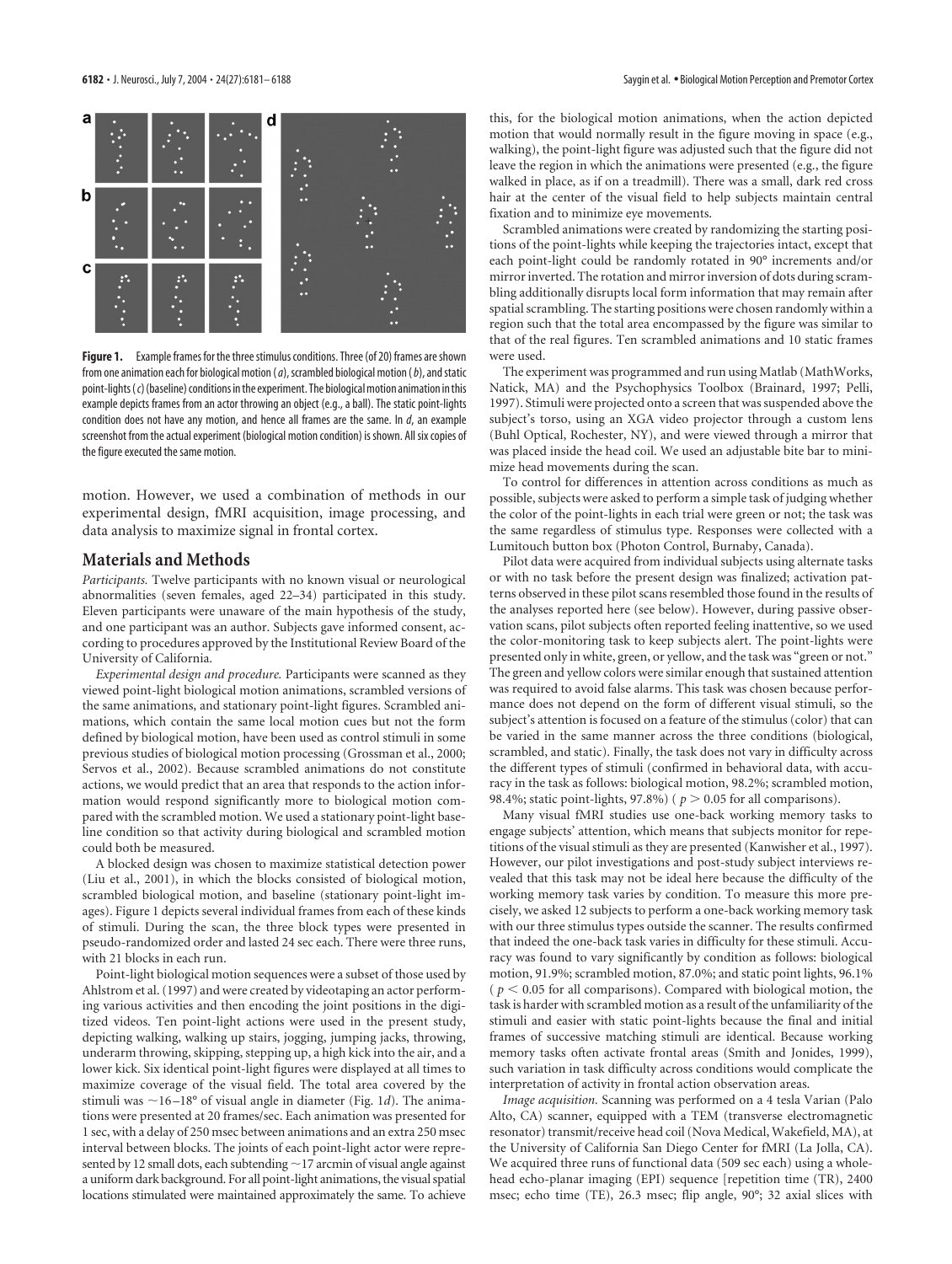**Figure 1.** Example frames for the three stimulus conditions. Three (of 20) frames are shown from one animation each for biological motion (*a*), scrambled biological motion (*b*), and static point-lights (*c*) (baseline) conditions in the experiment. The biological motion animation in this example depicts frames from an actor throwing an object (e.g., a ball). The static point-lights condition does not have any motion, and hence all frames are the same. In *d*, an example screenshot from the actual experiment (biological motion condition) is shown. All six copies of the figure executed the same motion.

motion. However, we used a combination of methods in our experimental design, fMRI acquisition, image processing, and data analysis to maximize signal in frontal cortex.

## Materials and Methods

*Participants.* Twelve participants with no known visual or neurological abnormalities (seven females, aged 22–34) participated in this study. Eleven participants were unaware of the main hypothesis of the study, and one participant was an author. Subjects gave informed consent, according to procedures approved by the Institutional Review Board of the University of California.

*Experimental design and procedure.* Participants were scanned as they viewed point-light biological motion animations, scrambled versions of the same animations, and stationary point-light figures. Scrambled animations, which contain the same local motion cues but not the form defined by biological motion, have been used as control stimuli in some previous studies of biological motion processing (Grossman et al., 2000; Servos et al., 2002). Because scrambled animations do not constitute actions, we would predict that an area that responds to the action information would respond significantly more to biological motion compared with the scrambled motion. We used a stationary point-light baseline condition so that activity during biological and scrambled motion could both be measured.

A blocked design was chosen to maximize statistical detection power (Liu et al., 2001), in which the blocks consisted of biological motion, scrambled biological motion, and baseline (stationary point-light images). Figure 1 depicts several individual frames from each of these kinds of stimuli. During the scan, the three block types were presented in pseudo-randomized order and lasted 24 sec each. There were three runs, with 21 blocks in each run.

Point-light biological motion sequences were a subset of those used by Ahlstrom et al. (1997) and were created by videotaping an actor performing various activities and then encoding the joint positions in the digitized videos. Ten point-light actions were used in the present study, depicting walking, walking up stairs, jogging, jumping jacks, throwing, underarm throwing, skipping, stepping up, a high kick into the air, and a lower kick. Six identical point-light figures were displayed at all times to maximize coverage of the visual field. The total area covered by the stimuli was ~16–18° of visual angle in diameter (Fig. 1*d*). The animations were presented at 20 frames/sec. Each animation was presented for 1 sec, with a delay of 250 msec between animations and an extra 250 msec interval between blocks. The joints of each point-light actor were represented by 12 small dots, each subtending ~17 arcmin of visual angle against a uniform dark background. For all point-light animations, the visual spatial locations stimulated were maintained approximately the same. To achieve this, for the biological motion animations, when the action depicted motion that would normally result in the figure moving in space (e.g., walking), the point-light figure was adjusted such that the figure did not leave the region in which the animations were presented (e.g., the figure walked in place, as if on a treadmill). There was a small, dark red cross hair at the center of the visual field to help subjects maintain central fixation and to minimize eye movements.

Scrambled animations were created by randomizing the starting positions of the point-lights while keeping the trajectories intact, except that each point-light could be randomly rotated in 90° increments and/or mirror inverted. The rotation and mirror inversion of dots during scrambling additionally disrupts local form information that may remain after spatial scrambling. The starting positions were chosen randomly within a region such that the total area encompassed by the figure was similar to that of the real figures. Ten scrambled animations and 10 static frames were used.

The experiment was programmed and run using Matlab (MathWorks, Natick, MA) and the Psychophysics Toolbox (Brainard, 1997; Pelli, 1997). Stimuli were projected onto a screen that was suspended above the subject's torso, using an XGA video projector through a custom lens (Buhl Optical, Rochester, NY), and were viewed through a mirror that was placed inside the head coil. We used an adjustable bite bar to minimize head movements during the scan.

To control for differences in attention across conditions as much as possible, subjects were asked to perform a simple task of judging whether the color of the point-lights in each trial were green or not; the task was the same regardless of stimulus type. Responses were collected with a Lumitouch button box (Photon Control, Burnaby, Canada).

Pilot data were acquired from individual subjects using alternate tasks or with no task before the present design was finalized; activation patterns observed in these pilot scans resembled those found in the results of the analyses reported here (see below). However, during passive observation scans, pilot subjects often reported feeling inattentive, so we used the color-monitoring task to keep subjects alert. The point-lights were presented only in white, green, or yellow, and the task was "green or not." The green and yellow colors were similar enough that sustained attention was required to avoid false alarms. This task was chosen because performance does not depend on the form of different visual stimuli, so the subject's attention is focused on a feature of the stimulus (color) that can be varied in the same manner across the three conditions (biological, scrambled, and static). Finally, the task does not vary in difficulty across the different types of stimuli (confirmed in behavioral data, with accuracy in the task as follows: biological motion, 98.2%; scrambled motion, 98.4%; static point-lights, 97.8%) ( $p > 0.05$ for all comparisons).

Many visual fMRI studies use one-back working memory tasks to engage subjects' attention, which means that subjects monitor for repetitions of the visual stimuli as they are presented (Kanwisher et al., 1997). However, our pilot investigations and post-study subject interviews revealed that this task may not be ideal here because the difficulty of the working memory task varies by condition. To measure this more precisely, we asked 12 subjects to perform a one-back working memory task with our three stimulus types outside the scanner. The results confirmed that indeed the one-back task varies in difficulty for these stimuli. Accuracy was found to vary significantly by condition as follows: biological motion, 91.9%; scrambled motion, 87.0%; and static point lights, 96.1% ( $p < 0.05$ for all comparisons). Compared with biological motion, the task is harder with scrambled motion as a result of the unfamiliarity of the stimuli and easier with static point-lights because the final and initial frames of successive matching stimuli are identical. Because working memory tasks often activate frontal areas (Smith and Jonides, 1999), such variation in task difficulty across conditions would complicate the interpretation of activity in frontal action observation areas.

*Image acquisition.* Scanning was performed on a 4 tesla Varian (Palo Alto, CA) scanner, equipped with a TEM (transverse electromagnetic resonator) transmit/receive head coil (Nova Medical, Wakefield, MA), at the University of California San Diego Center for fMRI (La Jolla, CA). We acquired three runs of functional data (509 sec each) using a whole-head echo-planar imaging (EPI) sequence [repetition time (TR), 2400 msec; echo time (TE), 26.3 msec; flip angle, 90°; 32 axial slices with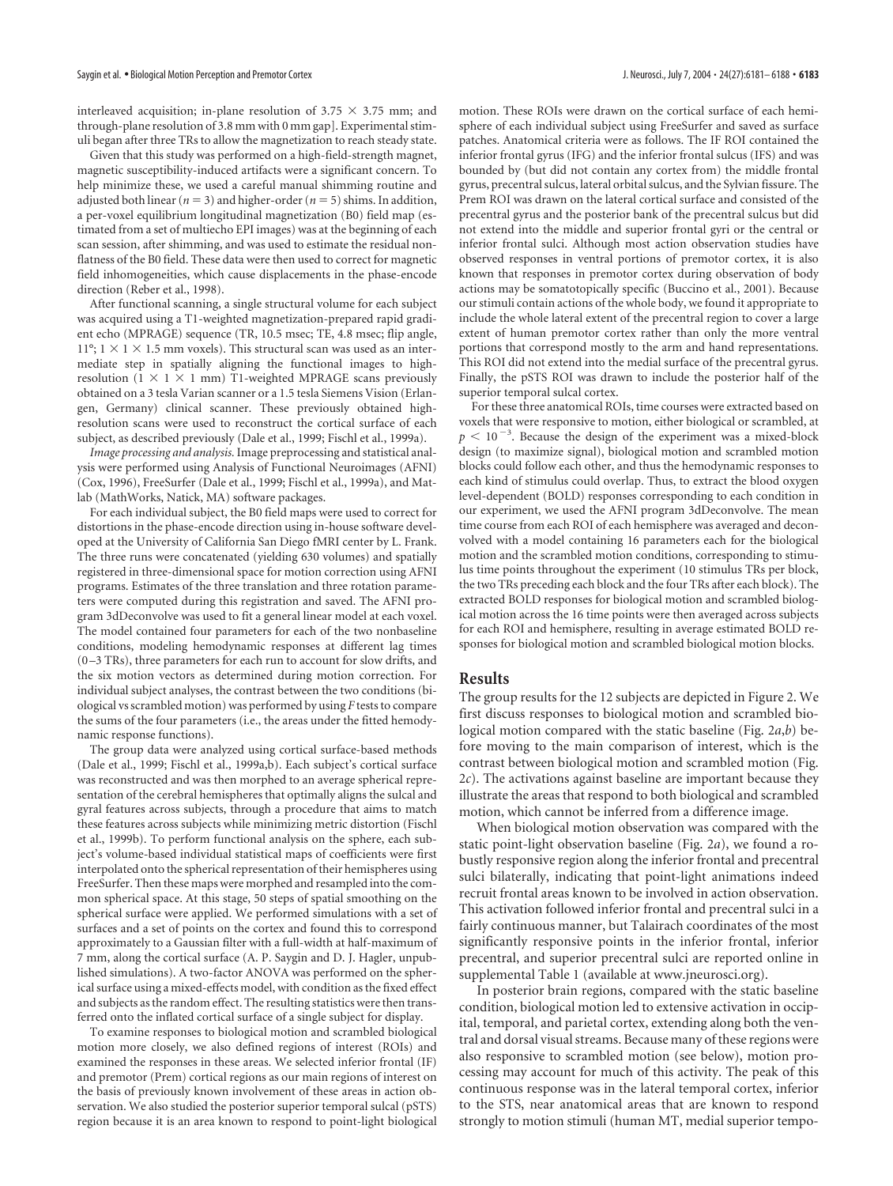interleaved acquisition; in-plane resolution of $3.75 \times 3.75$ mm; and through-plane resolution of 3.8 mm with 0 mm gap]. Experimental stimuli began after three TRs to allow the magnetization to reach steady state.

Given that this study was performed on a high-field-strength magnet, magnetic susceptibility-induced artifacts were a significant concern. To help minimize these, we used a careful manual shimming routine and adjusted both linear ($n = 3$) and higher-order ($n = 5$) shims. In addition, a per-voxel equilibrium longitudinal magnetization (B0) field map (estimated from a set of multiecho EPI images) was at the beginning of each scan session, after shimming, and was used to estimate the residual non-flatness of the B0 field. These data were then used to correct for magnetic field inhomogeneities, which cause displacements in the phase-encode direction (Reber et al., 1998).

After functional scanning, a single structural volume for each subject was acquired using a T1-weighted magnetization-prepared rapid gradient echo (MPRAGE) sequence (TR, 10.5 msec; TE, 4.8 msec; flip angle, 11°; $1 \times 1 \times 1.5$ mm voxels). This structural scan was used as an intermediate step in spatially aligning the functional images to high-resolution ($1 \times 1 \times 1$ mm) T1-weighted MPRAGE scans previously obtained on a 3 tesla Varian scanner or a 1.5 tesla Siemens Vision (Erlangen, Germany) clinical scanner. These previously obtained high-resolution scans were used to reconstruct the cortical surface of each subject, as described previously (Dale et al., 1999; Fischl et al., 1999a).

*Image processing and analysis.* Image preprocessing and statistical analysis were performed using Analysis of Functional Neuroimages (AFNI) (Cox, 1996), FreeSurfer (Dale et al., 1999; Fischl et al., 1999a), and Matlab (MathWorks, Natick, MA) software packages.

For each individual subject, the B0 field maps were used to correct for distortions in the phase-encode direction using in-house software developed at the University of California San Diego fMRI center by L. Frank. The three runs were concatenated (yielding 630 volumes) and spatially registered in three-dimensional space for motion correction using AFNI programs. Estimates of the three translation and three rotation parameters were computed during this registration and saved. The AFNI program 3dDeconvolve was used to fit a general linear model at each voxel. The model contained four parameters for each of the two nonbaseline conditions, modeling hemodynamic responses at different lag times (0–3 TRs), three parameters for each run to account for slow drifts, and the six motion vectors as determined during motion correction. For individual subject analyses, the contrast between the two conditions (biological vs scrambled motion) was performed by using *F* tests to compare the sums of the four parameters (i.e., the areas under the fitted hemodynamic response functions).

The group data were analyzed using cortical surface-based methods (Dale et al., 1999; Fischl et al., 1999a,b). Each subject's cortical surface was reconstructed and was then morphed to an average spherical representation of the cerebral hemispheres that optimally aligns the sulcal and gyral features across subjects, through a procedure that aims to match these features across subjects while minimizing metric distortion (Fischl et al., 1999b). To perform functional analysis on the sphere, each subject's volume-based individual statistical maps of coefficients were first interpolated onto the spherical representation of their hemispheres using FreeSurfer. Then these maps were morphed and resampled into the common spherical space. At this stage, 50 steps of spatial smoothing on the spherical surface were applied. We performed simulations with a set of surfaces and a set of points on the cortex and found this to correspond approximately to a Gaussian filter with a full-width at half-maximum of 7 mm, along the cortical surface (A. P. Saygin and D. J. Hagler, unpublished simulations). A two-factor ANOVA was performed on the spherical surface using a mixed-effects model, with condition as the fixed effect and subjects as the random effect. The resulting statistics were then transferred onto the inflated cortical surface of a single subject for display.

To examine responses to biological motion and scrambled biological motion more closely, we also defined regions of interest (ROIs) and examined the responses in these areas. We selected inferior frontal (IF) and premotor (Prem) cortical regions as our main regions of interest on the basis of previously known involvement of these areas in action observation. We also studied the posterior superior temporal sulcal (pSTS) region because it is an area known to respond to point-light biological motion. These ROIs were drawn on the cortical surface of each hemisphere of each individual subject using FreeSurfer and saved as surface patches. Anatomical criteria were as follows. The IF ROI contained the inferior frontal gyrus (IFG) and the inferior frontal sulcus (IFS) and was bounded by (but did not contain any cortex from) the middle frontal gyrus, precentral sulcus, lateral orbital sulcus, and the Sylvian fissure. The Prem ROI was drawn on the lateral cortical surface and consisted of the precentral gyrus and the posterior bank of the precentral sulcus but did not extend into the middle and superior frontal gyri or the central or inferior frontal sulci. Although most action observation studies have observed responses in ventral portions of premotor cortex, it is also known that responses in premotor cortex during observation of body actions may be somatotopically specific (Buccino et al., 2001). Because our stimuli contain actions of the whole body, we found it appropriate to include the whole lateral extent of the precentral region to cover a large extent of human premotor cortex rather than only the more ventral portions that correspond mostly to the arm and hand representations. This ROI did not extend into the medial surface of the precentral gyrus. Finally, the pSTS ROI was drawn to include the posterior half of the superior temporal sulcal cortex.

For these three anatomical ROIs, time courses were extracted based on voxels that were responsive to motion, either biological or scrambled, at $p < 10^{-3}$. Because the design of the experiment was a mixed-block design (to maximize signal), biological motion and scrambled motion blocks could follow each other, and thus the hemodynamic responses to each kind of stimulus could overlap. Thus, to extract the blood oxygen level-dependent (BOLD) responses corresponding to each condition in our experiment, we used the AFNI program 3dDeconvolve. The mean time course from each ROI of each hemisphere was averaged and deconvolved with a model containing 16 parameters each for the biological motion and the scrambled motion conditions, corresponding to stimulus time points throughout the experiment (10 stimulus TRs per block, the two TRs preceding each block and the four TRs after each block). The extracted BOLD responses for biological motion and scrambled biological motion across the 16 time points were then averaged across subjects for each ROI and hemisphere, resulting in average estimated BOLD responses for biological motion and scrambled biological motion blocks.

## Results

The group results for the 12 subjects are depicted in Figure 2. We first discuss responses to biological motion and scrambled biological motion compared with the static baseline (Fig. 2*a*,*b*) before moving to the main comparison of interest, which is the contrast between biological motion and scrambled motion (Fig. 2*c*). The activations against baseline are important because they illustrate the areas that respond to both biological and scrambled motion, which cannot be inferred from a difference image.

When biological motion observation was compared with the static point-light observation baseline (Fig. 2*a*), we found a robustly responsive region along the inferior frontal and precentral sulci bilaterally, indicating that point-light animations indeed recruit frontal areas known to be involved in action observation. This activation followed inferior frontal and precentral sulci in a fairly continuous manner, but Talairach coordinates of the most significantly responsive points in the inferior frontal, inferior precentral, and superior precentral sulci are reported online in supplemental Table 1 (available at www.jneurosci.org).

In posterior brain regions, compared with the static baseline condition, biological motion led to extensive activation in occipital, temporal, and parietal cortex, extending along both the ventral and dorsal visual streams. Because many of these regions were also responsive to scrambled motion (see below), motion processing may account for much of this activity. The peak of this continuous response was in the lateral temporal cortex, inferior to the STS, near anatomical areas that are known to respond strongly to motion stimuli (human MT, medial superior tempo-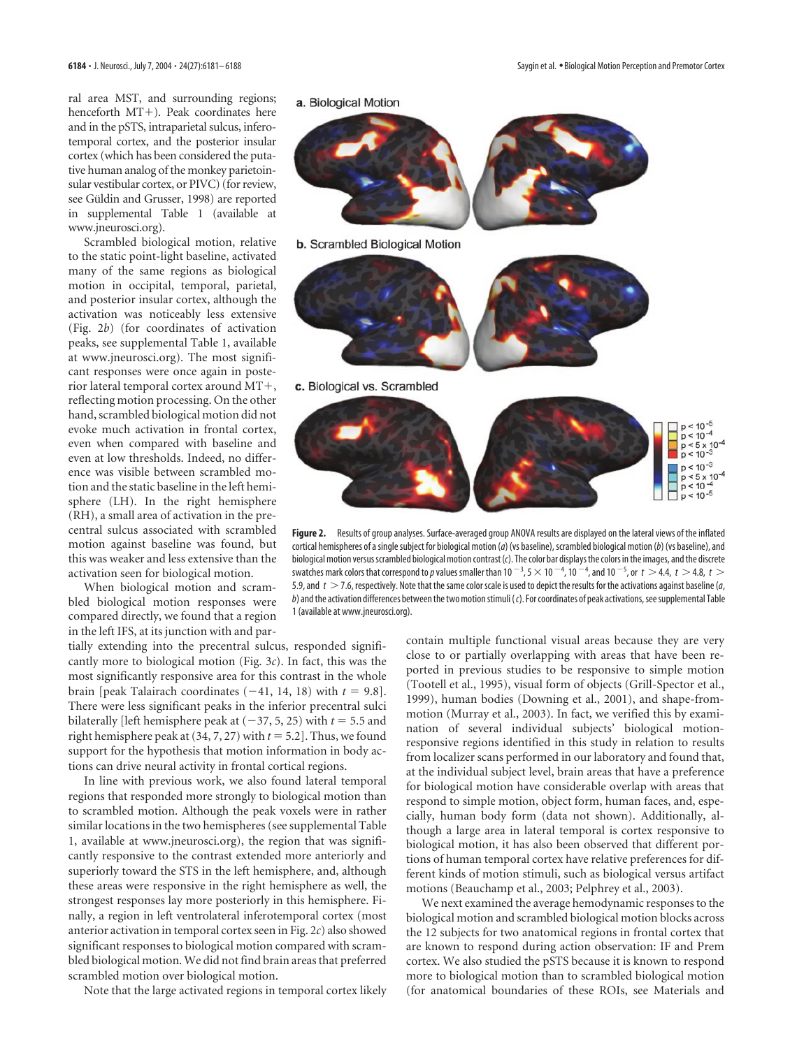ral area MST, and surrounding regions; henceforth MT+). Peak coordinates here and in the pSTS, intraparietal sulcus, inferotemporal cortex, and the posterior insular cortex (which has been considered the putative human analog of the monkey parietoinsular vestibular cortex, or PIVC) (for review, see Güldin and Grusser, 1998) are reported in supplemental Table 1 (available at www.jneurosci.org).

Scrambled biological motion, relative to the static point-light baseline, activated many of the same regions as biological motion in occipital, temporal, parietal, and posterior insular cortex, although the activation was noticeably less extensive (Fig. 2*b*) (for coordinates of activation peaks, see supplemental Table 1, available at www.jneurosci.org). The most significant responses were once again in posterior lateral temporal cortex around MT+, reflecting motion processing. On the other hand, scrambled biological motion did not evoke much activation in frontal cortex, even when compared with baseline and even at low thresholds. Indeed, no difference was visible between scrambled motion and the static baseline in the left hemisphere (LH). In the right hemisphere (RH), a small area of activation in the precentral sulcus associated with scrambled motion against baseline was found, but this was weaker and less extensive than the activation seen for biological motion.

When biological motion and scrambled biological motion responses were compared directly, we found that a region in the left IFS, at its junction with and partially extending into the precentral sulcus, responded significantly more to biological motion (Fig. 3*c*). In fact, this was the most significantly responsive area for this contrast in the whole brain [peak Talairach coordinates (−41, 14, 18) with $t = 9.8$]. There were less significant peaks in the inferior precentral sulci bilaterally [left hemisphere peak at (−37, 5, 25) with $t = 5.5$ and right hemisphere peak at (34, 7, 27) with $t = 5.2$]. Thus, we found support for the hypothesis that motion information in body actions can drive neural activity in frontal cortical regions.

In line with previous work, we also found lateral temporal regions that responded more strongly to biological motion than to scrambled motion. Although the peak voxels were in rather similar locations in the two hemispheres (see supplemental Table 1, available at www.jneurosci.org), the region that was significantly responsive to the contrast extended more anteriorly and superiorly toward the STS in the left hemisphere, and, although these areas were responsive in the right hemisphere as well, the strongest responses lay more posteriorly in this hemisphere. Finally, a region in left ventrolateral inferotemporal cortex (most anterior activation in temporal cortex seen in Fig. 2*c*) also showed significant responses to biological motion compared with scrambled biological motion. We did not find brain areas that preferred scrambled motion over biological motion.

Note that the large activated regions in temporal cortex likely contain multiple functional visual areas because they are very close to or partially overlapping with areas that have been reported in previous studies to be responsive to simple motion (Tootell et al., 1995), visual form of objects (Grill-Spector et al., 1999), human bodies (Downing et al., 2001), and shape-from-motion (Murray et al., 2003). In fact, we verified this by examination of several individual subjects' biological motion-responsive regions identified in this study in relation to results from localizer scans performed in our laboratory and found that, at the individual subject level, brain areas that have a preference for biological motion have considerable overlap with areas that respond to simple motion, object form, human faces, and, especially, human body form (data not shown). Additionally, although a large area in lateral temporal is cortex responsive to biological motion, it has also been observed that different portions of human temporal cortex have relative preferences for different kinds of motion stimuli, such as biological versus artifact motions (Beauchamp et al., 2003; Pelphrey et al., 2003).

We next examined the average hemodynamic responses to the biological motion and scrambled biological motion blocks across the 12 subjects for two anatomical regions in frontal cortex that are known to respond during action observation: IF and Prem cortex. We also studied the pSTS because it is known to respond more to biological motion than to scrambled biological motion (for anatomical boundaries of these ROIs, see Materials and

**Figure 2.** Results of group analyses. Surface-averaged group ANOVA results are displayed on the lateral views of the inflated cortical hemispheres of a single subject for biological motion (*a*) (vs baseline), scrambled biological motion (*b*) (vs baseline), and biological motion versus scrambled biological motion contrast (*c*). The color bar displays the colors in the images, and the discrete swatches mark colors that correspond to *p* values smaller than $10^{-3}$, $5 \times 10^{-4}$, $10^{-4}$, and $10^{-5}$, or $t > 4.4$, $t > 4.8$, $t > 5.9$, and $t > 7.6$, respectively. Note that the same color scale is used to depict the results for the activations against baseline (*a*, *b*) and the activation differences between the two motion stimuli (*c*). For coordinates of peak activations, see supplemental Table 1 (available at www.jneurosci.org).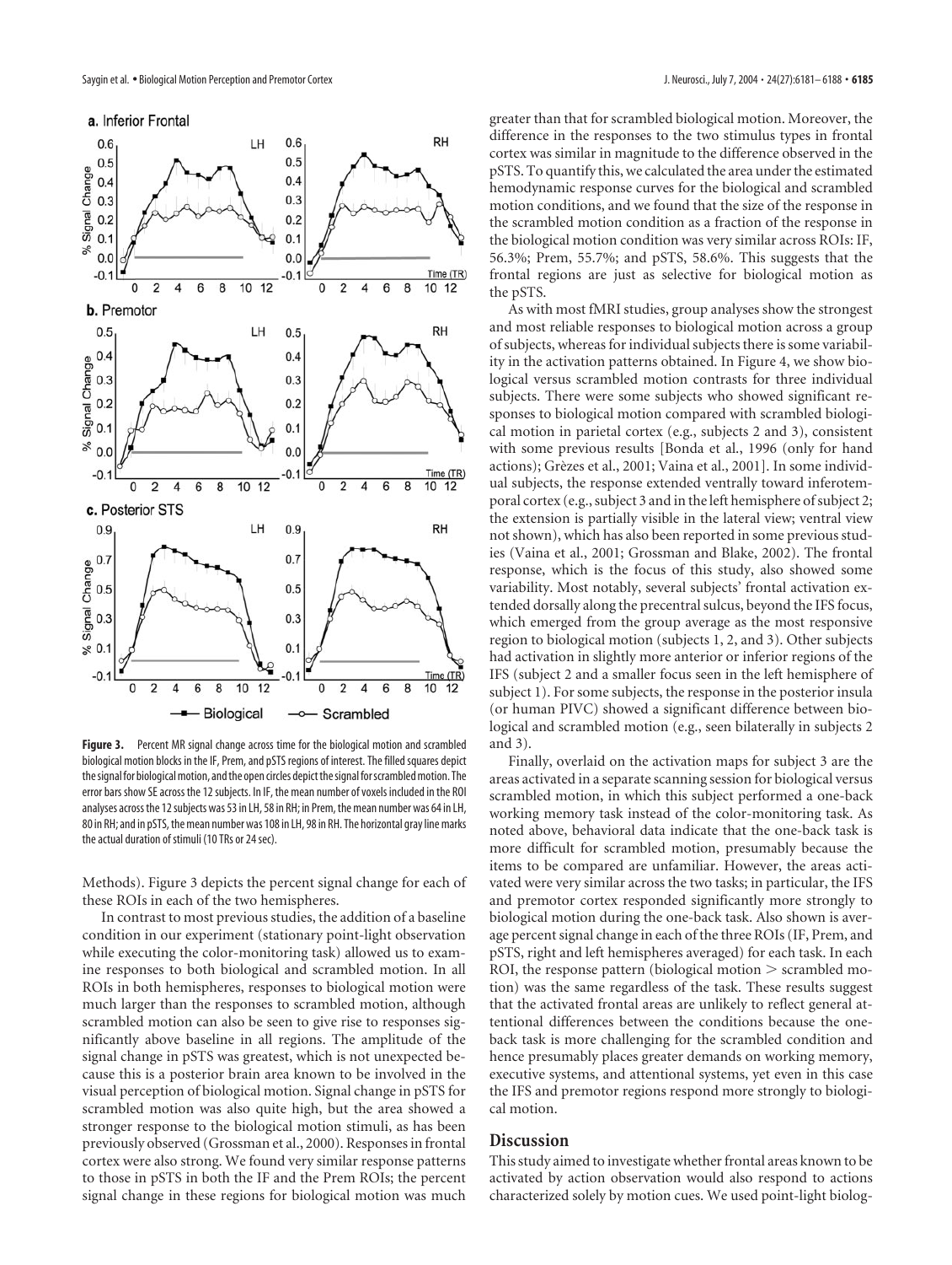a. Inferior Frontal

LH

RH

% Signal Change

Time (TR)

b. Premotor

LH

RH

% Signal Change

Time (TR)

c. Posterior STS

LH

RH

% Signal Change

Time (TR)

Biological

Scrambled

**Figure 3.** Percent MR signal change across time for the biological motion and scrambled biological motion blocks in the IF, Prem, and pSTS regions of interest. The filled squares depict the signal for biological motion, and the open circles depict the signal for scrambled motion. The error bars show SE across the 12 subjects. In IF, the mean number of voxels included in the ROI analyses across the 12 subjects was 53 in LH, 58 in RH; in Prem, the mean number was 64 in LH, 80 in RH; and in pSTS, the mean number was 108 in LH, 98 in RH. The horizontal gray line marks the actual duration of stimuli (10 TRs or 24 sec).

Methods). Figure 3 depicts the percent signal change for each of these ROIs in each of the two hemispheres.

In contrast to most previous studies, the addition of a baseline condition in our experiment (stationary point-light observation while executing the color-monitoring task) allowed us to examine responses to both biological and scrambled motion. In all ROIs in both hemispheres, responses to biological motion were much larger than the responses to scrambled motion, although scrambled motion can also be seen to give rise to responses significantly above baseline in all regions. The amplitude of the signal change in pSTS was greatest, which is not unexpected because this is a posterior brain area known to be involved in the visual perception of biological motion. Signal change in pSTS for scrambled motion was also quite high, but the area showed a stronger response to the biological motion stimuli, as has been previously observed (Grossman et al., 2000). Responses in frontal cortex were also strong. We found very similar response patterns to those in pSTS in both the IF and the Prem ROIs; the percent signal change in these regions for biological motion was much greater than that for scrambled biological motion. Moreover, the difference in the responses to the two stimulus types in frontal cortex was similar in magnitude to the difference observed in the pSTS. To quantify this, we calculated the area under the estimated hemodynamic response curves for the biological and scrambled motion conditions, and we found that the size of the response in the scrambled motion condition as a fraction of the response in the biological motion condition was very similar across ROIs: IF, 56.3%; Prem, 55.7%; and pSTS, 58.6%. This suggests that the frontal regions are just as selective for biological motion as the pSTS.

As with most fMRI studies, group analyses show the strongest and most reliable responses to biological motion across a group of subjects, whereas for individual subjects there is some variability in the activation patterns obtained. In Figure 4, we show biological versus scrambled motion contrasts for three individual subjects. There were some subjects who showed significant responses to biological motion compared with scrambled biological motion in parietal cortex (e.g., subjects 2 and 3), consistent with some previous results [Bonda et al., 1996 (only for hand actions); Grèzes et al., 2001; Vaina et al., 2001]. In some individual subjects, the response extended ventrally toward inferotemporal cortex (e.g., subject 3 and in the left hemisphere of subject 2; the extension is partially visible in the lateral view; ventral view not shown), which has also been reported in some previous studies (Vaina et al., 2001; Grossman and Blake, 2002). The frontal response, which is the focus of this study, also showed some variability. Most notably, several subjects' frontal activation extended dorsally along the precentral sulcus, beyond the IFS focus, which emerged from the group average as the most responsive region to biological motion (subjects 1, 2, and 3). Other subjects had activation in slightly more anterior or inferior regions of the IFS (subject 2 and a smaller focus seen in the left hemisphere of subject 1). For some subjects, the response in the posterior insula (or human PIVC) showed a significant difference between biological and scrambled motion (e.g., seen bilaterally in subjects 2 and 3).

Finally, overlaid on the activation maps for subject 3 are the areas activated in a separate scanning session for biological versus scrambled motion, in which this subject performed a one-back working memory task instead of the color-monitoring task. As noted above, behavioral data indicate that the one-back task is more difficult for scrambled motion, presumably because the items to be compared are unfamiliar. However, the areas activated were very similar across the two tasks; in particular, the IFS and premotor cortex responded significantly more strongly to biological motion during the one-back task. Also shown is average percent signal change in each of the three ROIs (IF, Prem, and pSTS, right and left hemispheres averaged) for each task. In each ROI, the response pattern (biological motion > scrambled motion) was the same regardless of the task. These results suggest that the activated frontal areas are unlikely to reflect general attentional differences between the conditions because the one-back task is more challenging for the scrambled condition and hence presumably places greater demands on working memory, executive systems, and attentional systems, yet even in this case the IFS and premotor regions respond more strongly to biological motion.

## Discussion

This study aimed to investigate whether frontal areas known to be activated by action observation would also respond to actions characterized solely by motion cues. We used point-light biolog-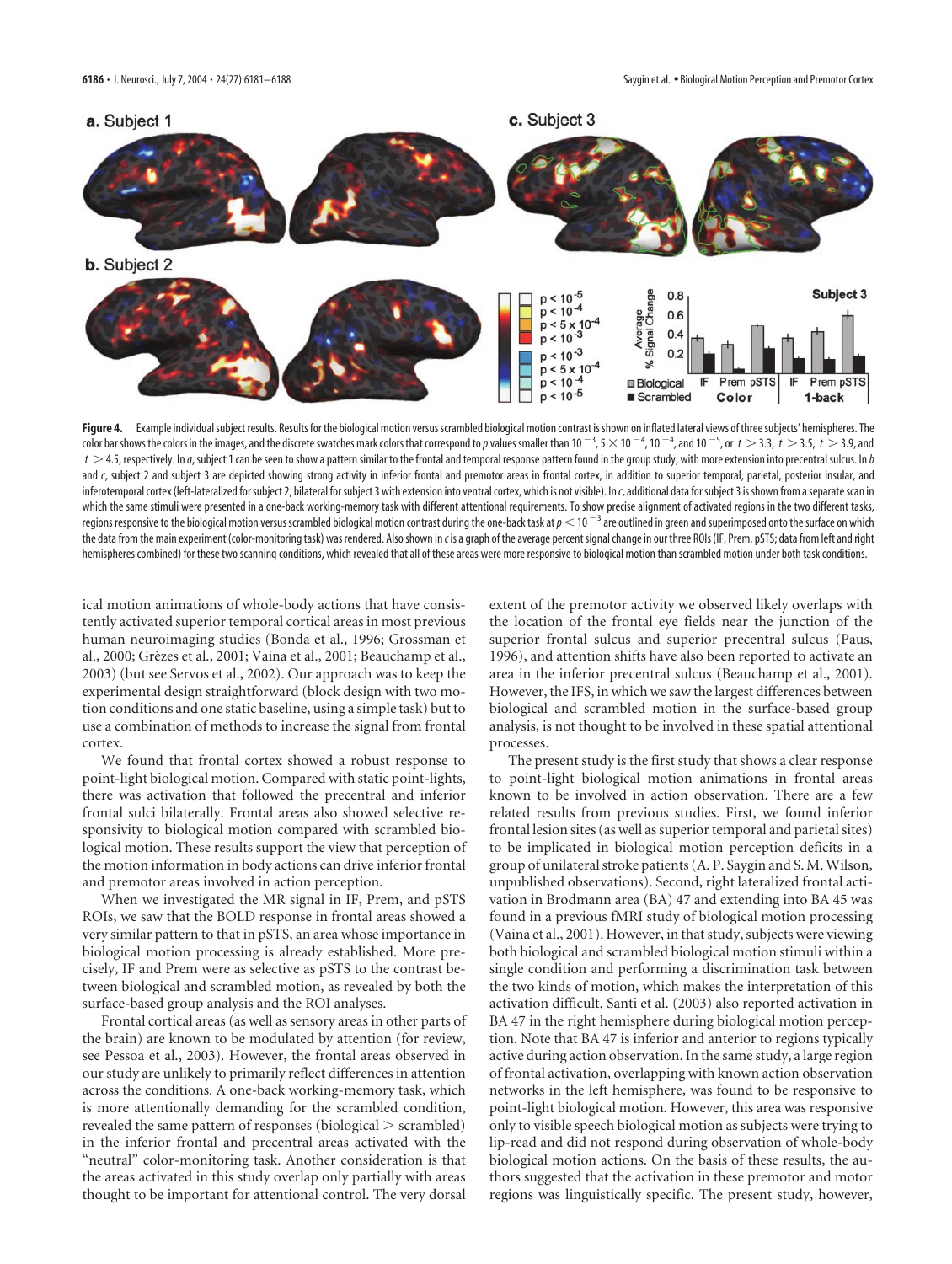a. Subject 1

c. Subject 3

b. Subject 2

$p < 10^{-5}$
$p < 10^{-4}$
$p < 5 \times 10^{-4}$
$p < 10^{-3}$
$p < 10^{-3}$
$p < 5 \times 10^{-4}$
$p < 10^{-4}$
$p < 10^{-5}$

Average % Signal Change
0.8
0.6
0.4
0.2
Subject 3
IF Prem pSTS IF Prem pSTS
Color 1-back
Biological
Scrambled

**Figure 4.** Example individual subject results. Results for the biological motion versus scrambled biological motion contrast is shown on inflated lateral views of three subjects' hemispheres. The color bar shows the colors in the images, and the discrete swatches mark colors that correspond to *p* values smaller than $10^{-3}$, $5 \times 10^{-4}$, $10^{-4}$, and $10^{-5}$, or $t > 3.3$, $t > 3.5$, $t > 3.9$, and $t > 4.5$, respectively. In *a*, subject 1 can be seen to show a pattern similar to the frontal and temporal response pattern found in the group study, with more extension into precentral sulcus. In *b* and *c*, subject 2 and subject 3 are depicted showing strong activity in inferior frontal and premotor areas in frontal cortex, in addition to superior temporal, parietal, posterior insular, and inferotemporal cortex (left-lateralized for subject 2; bilateral for subject 3 with extension into ventral cortex, which is not visible). In *c*, additional data for subject 3 is shown from a separate scan in which the same stimuli were presented in a one-back working-memory task with different attentional requirements. To show precise alignment of activated regions in the two different tasks, regions responsive to the biological motion versus scrambled biological motion contrast during the one-back task at $p < 10^{-3}$ are outlined in green and superimposed onto the surface on which the data from the main experiment (color-monitoring task) was rendered. Also shown in *c* is a graph of the average percent signal change in our three ROIs (IF, Prem, pSTS; data from left and right hemispheres combined) for these two scanning conditions, which revealed that all of these areas were more responsive to biological motion than scrambled motion under both task conditions.

ical motion animations of whole-body actions that have consistently activated superior temporal cortical areas in most previous human neuroimaging studies (Bonda et al., 1996; Grossman et al., 2000; Grèzes et al., 2001; Vaina et al., 2001; Beauchamp et al., 2003) (but see Servos et al., 2002). Our approach was to keep the experimental design straightforward (block design with two motion conditions and one static baseline, using a simple task) but to use a combination of methods to increase the signal from frontal cortex.

We found that frontal cortex showed a robust response to point-light biological motion. Compared with static point-lights, there was activation that followed the precentral and inferior frontal sulci bilaterally. Frontal areas also showed selective responsivity to biological motion compared with scrambled biological motion. These results support the view that perception of the motion information in body actions can drive inferior frontal and premotor areas involved in action perception.

When we investigated the MR signal in IF, Prem, and pSTS ROIs, we saw that the BOLD response in frontal areas showed a very similar pattern to that in pSTS, an area whose importance in biological motion processing is already established. More precisely, IF and Prem were as selective as pSTS to the contrast between biological and scrambled motion, as revealed by both the surface-based group analysis and the ROI analyses.

Frontal cortical areas (as well as sensory areas in other parts of the brain) are known to be modulated by attention (for review, see Pessoa et al., 2003). However, the frontal areas observed in our study are unlikely to primarily reflect differences in attention across the conditions. A one-back working-memory task, which is more attentionally demanding for the scrambled condition, revealed the same pattern of responses (biological > scrambled) in the inferior frontal and precentral areas activated with the "neutral" color-monitoring task. Another consideration is that the areas activated in this study overlap only partially with areas thought to be important for attentional control. The very dorsal extent of the premotor activity we observed likely overlaps with the location of the frontal eye fields near the junction of the superior frontal sulcus and superior precentral sulcus (Paus, 1996), and attention shifts have also been reported to activate an area in the inferior precentral sulcus (Beauchamp et al., 2001). However, the IFS, in which we saw the largest differences between biological and scrambled motion in the surface-based group analysis, is not thought to be involved in these spatial attentional processes.

The present study is the first study that shows a clear response to point-light biological motion animations in frontal areas known to be involved in action observation. There are a few related results from previous studies. First, we found inferior frontal lesion sites (as well as superior temporal and parietal sites) to be implicated in biological motion perception deficits in a group of unilateral stroke patients (A. P. Saygin and S. M. Wilson, unpublished observations). Second, right lateralized frontal activation in Brodmann area (BA) 47 and extending into BA 45 was found in a previous fMRI study of biological motion processing (Vaina et al., 2001). However, in that study, subjects were viewing both biological and scrambled biological motion stimuli within a single condition and performing a discrimination task between the two kinds of motion, which makes the interpretation of this activation difficult. Santi et al. (2003) also reported activation in BA 47 in the right hemisphere during biological motion perception. Note that BA 47 is inferior and anterior to regions typically active during action observation. In the same study, a large region of frontal activation, overlapping with known action observation networks in the left hemisphere, was found to be responsive to point-light biological motion. However, this area was responsive only to visible speech biological motion as subjects were trying to lip-read and did not respond during observation of whole-body biological motion actions. On the basis of these results, the authors suggested that the activation in these premotor and motor regions was linguistically specific. The present study, however,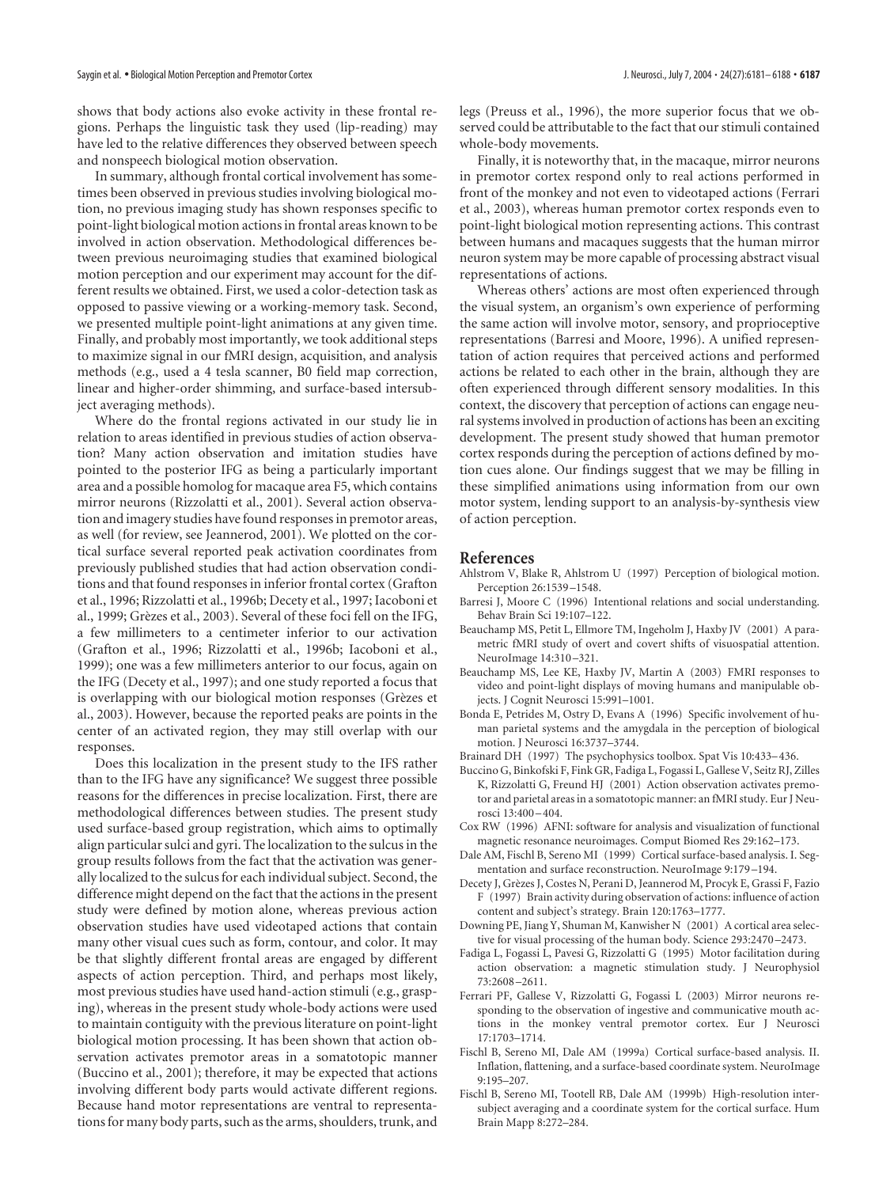shows that body actions also evoke activity in these frontal regions. Perhaps the linguistic task they used (lip-reading) may have led to the relative differences they observed between speech and nonspeech biological motion observation.

In summary, although frontal cortical involvement has sometimes been observed in previous studies involving biological motion, no previous imaging study has shown responses specific to point-light biological motion actions in frontal areas known to be involved in action observation. Methodological differences between previous neuroimaging studies that examined biological motion perception and our experiment may account for the different results we obtained. First, we used a color-detection task as opposed to passive viewing or a working-memory task. Second, we presented multiple point-light animations at any given time. Finally, and probably most importantly, we took additional steps to maximize signal in our fMRI design, acquisition, and analysis methods (e.g., used a 4 tesla scanner, B0 field map correction, linear and higher-order shimming, and surface-based intersubject averaging methods).

Where do the frontal regions activated in our study lie in relation to areas identified in previous studies of action observation? Many action observation and imitation studies have pointed to the posterior IFG as being a particularly important area and a possible homolog for macaque area F5, which contains mirror neurons (Rizzolatti et al., 2001). Several action observation and imagery studies have found responses in premotor areas, as well (for review, see Jeannerod, 2001). We plotted on the cortical surface several reported peak activation coordinates from previously published studies that had action observation conditions and that found responses in inferior frontal cortex (Grafton et al., 1996; Rizzolatti et al., 1996b; Decety et al., 1997; Iacoboni et al., 1999; Grèzes et al., 2003). Several of these foci fell on the IFG, a few millimeters to a centimeter inferior to our activation (Grafton et al., 1996; Rizzolatti et al., 1996b; Iacoboni et al., 1999); one was a few millimeters anterior to our focus, again on the IFG (Decety et al., 1997); and one study reported a focus that is overlapping with our biological motion responses (Grèzes et al., 2003). However, because the reported peaks are points in the center of an activated region, they may still overlap with our responses.

Does this localization in the present study to the IFS rather than to the IFG have any significance? We suggest three possible reasons for the differences in precise localization. First, there are methodological differences between studies. The present study used surface-based group registration, which aims to optimally align particular sulci and gyri. The localization to the sulcus in the group results follows from the fact that the activation was generally localized to the sulcus for each individual subject. Second, the difference might depend on the fact that the actions in the present study were defined by motion alone, whereas previous action observation studies have used videotaped actions that contain many other visual cues such as form, contour, and color. It may be that slightly different frontal areas are engaged by different aspects of action perception. Third, and perhaps most likely, most previous studies have used hand-action stimuli (e.g., grasping), whereas in the present study whole-body actions were used to maintain contiguity with the previous literature on point-light biological motion processing. It has been shown that action observation activates premotor areas in a somatotopic manner (Buccino et al., 2001); therefore, it may be expected that actions involving different body parts would activate different regions. Because hand motor representations are ventral to representations for many body parts, such as the arms, shoulders, trunk, and legs (Preuss et al., 1996), the more superior focus that we observed could be attributable to the fact that our stimuli contained whole-body movements.

Finally, it is noteworthy that, in the macaque, mirror neurons in premotor cortex respond only to real actions performed in front of the monkey and not even to videotaped actions (Ferrari et al., 2003), whereas human premotor cortex responds even to point-light biological motion representing actions. This contrast between humans and macaques suggests that the human mirror neuron system may be more capable of processing abstract visual representations of actions.

Whereas others' actions are most often experienced through the visual system, an organism's own experience of performing the same action will involve motor, sensory, and proprioceptive representations (Barresi and Moore, 1996). A unified representation of action requires that perceived actions and performed actions be related to each other in the brain, although they are often experienced through different sensory modalities. In this context, the discovery that perception of actions can engage neural systems involved in production of actions has been an exciting development. The present study showed that human premotor cortex responds during the perception of actions defined by motion cues alone. Our findings suggest that we may be filling in these simplified animations using information from our own motor system, lending support to an analysis-by-synthesis view of action perception.

## References

Ahlstrom V, Blake R, Ahlstrom U (1997) Perception of biological motion. Perception 26:1539–1548.

Barresi J, Moore C (1996) Intentional relations and social understanding. Behav Brain Sci 19:107–122.

Beauchamp MS, Petit L, Ellmore TM, Ingeholm J, Haxby JV (2001) A parametric fMRI study of overt and covert shifts of visuospatial attention. NeuroImage 14:310–321.

Beauchamp MS, Lee KE, Haxby JV, Martin A (2003) FMRI responses to video and point-light displays of moving humans and manipulable objects. J Cognit Neurosci 15:991–1001.

Bonda E, Petrides M, Ostry D, Evans A (1996) Specific involvement of human parietal systems and the amygdala in the perception of biological motion. J Neurosci 16:3737–3744.

Brainard DH (1997) The psychophysics toolbox. Spat Vis 10:433–436.

Buccino G, Binkofski F, Fink GR, Fadiga L, Fogassi L, Gallese V, Seitz RJ, Zilles K, Rizzolatti G, Freund HJ (2001) Action observation activates premotor and parietal areas in a somatotopic manner: an fMRI study. Eur J Neurosci 13:400–404.

Cox RW (1996) AFNI: software for analysis and visualization of functional magnetic resonance neuroimages. Comput Biomed Res 29:162–173.

Dale AM, Fischl B, Sereno MI (1999) Cortical surface-based analysis. I. Segmentation and surface reconstruction. NeuroImage 9:179–194.

Decety J, Grèzes J, Costes N, Perani D, Jeannerod M, Procyk E, Grassi F, Fazio F (1997) Brain activity during observation of actions: influence of action content and subject's strategy. Brain 120:1763–1777.

Downing PE, Jiang Y, Shuman M, Kanwisher N (2001) A cortical area selective for visual processing of the human body. Science 293:2470–2473.

Fadiga L, Fogassi L, Pavesi G, Rizzolatti G (1995) Motor facilitation during action observation: a magnetic stimulation study. J Neurophysiol 73:2608–2611.

Ferrari PF, Gallese V, Rizzolatti G, Fogassi L (2003) Mirror neurons responding to the observation of ingestive and communicative mouth actions in the monkey ventral premotor cortex. Eur J Neurosci 17:1703–1714.

Fischl B, Sereno MI, Dale AM (1999a) Cortical surface-based analysis. II. Inflation, flattening, and a surface-based coordinate system. NeuroImage 9:195–207.

Fischl B, Sereno MI, Tootell RB, Dale AM (1999b) High-resolution intersubject averaging and a coordinate system for the cortical surface. Hum Brain Mapp 8:272–284.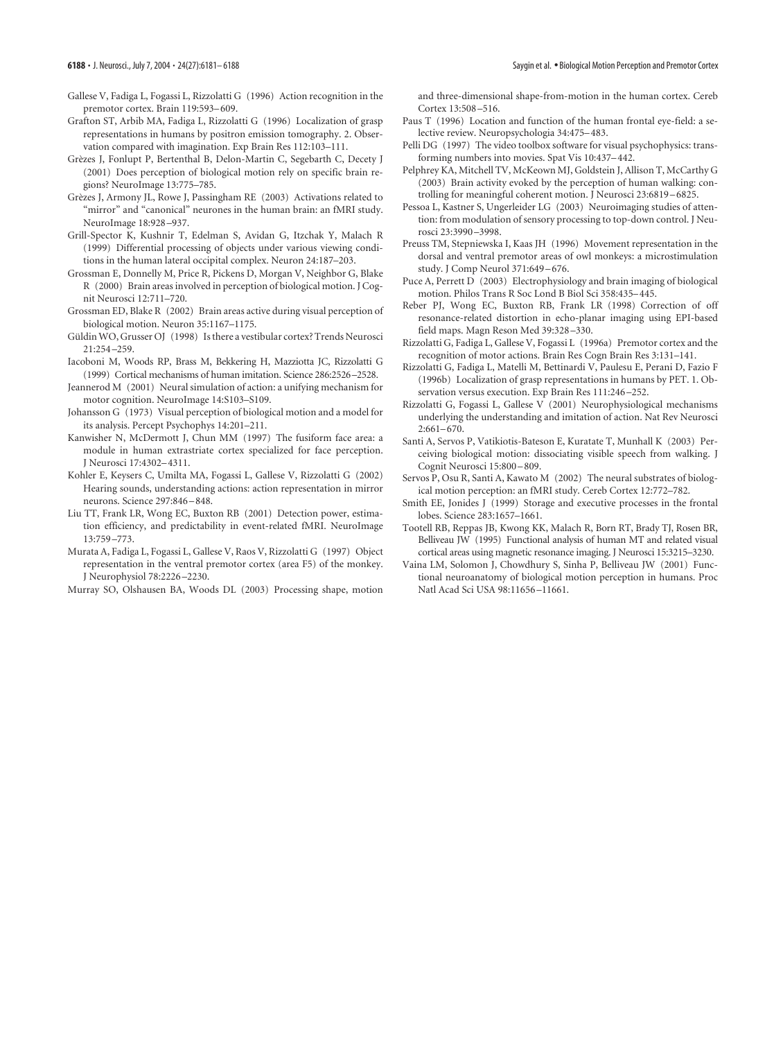Gallese V, Fadiga L, Fogassi L, Rizzolatti G (1996) Action recognition in the premotor cortex. Brain 119:593–609.

Grafton ST, Arbib MA, Fadiga L, Rizzolatti G (1996) Localization of grasp representations in humans by positron emission tomography. 2. Observation compared with imagination. Exp Brain Res 112:103–111.

Grèzes J, Fonlupt P, Bertenthal B, Delon-Martin C, Segebarth C, Decety J (2001) Does perception of biological motion rely on specific brain regions? NeuroImage 13:775–785.

Grèzes J, Armony JL, Rowe J, Passingham RE (2003) Activations related to "mirror" and "canonical" neurones in the human brain: an fMRI study. NeuroImage 18:928–937.

Grill-Spector K, Kushnir T, Edelman S, Avidan G, Itzchak Y, Malach R (1999) Differential processing of objects under various viewing conditions in the human lateral occipital complex. Neuron 24:187–203.

Grossman E, Donnelly M, Price R, Pickens D, Morgan V, Neighbor G, Blake R (2000) Brain areas involved in perception of biological motion. J Cognit Neurosci 12:711–720.

Grossman ED, Blake R (2002) Brain areas active during visual perception of biological motion. Neuron 35:1167–1175.

Güldin WO, Grusser OJ (1998) Is there a vestibular cortex? Trends Neurosci 21:254–259.

Iacoboni M, Woods RP, Brass M, Bekkering H, Mazziotta JC, Rizzolatti G (1999) Cortical mechanisms of human imitation. Science 286:2526–2528.

Jeannerod M (2001) Neural simulation of action: a unifying mechanism for motor cognition. NeuroImage 14:S103–S109.

Johansson G (1973) Visual perception of biological motion and a model for its analysis. Percept Psychophys 14:201–211.

Kanwisher N, McDermott J, Chun MM (1997) The fusiform face area: a module in human extrastriate cortex specialized for face perception. J Neurosci 17:4302–4311.

Kohler E, Keysers C, Umilta MA, Fogassi L, Gallese V, Rizzolatti G (2002) Hearing sounds, understanding actions: action representation in mirror neurons. Science 297:846–848.

Liu TT, Frank LR, Wong EC, Buxton RB (2001) Detection power, estimation efficiency, and predictability in event-related fMRI. NeuroImage 13:759–773.

Murata A, Fadiga L, Fogassi L, Gallese V, Raos V, Rizzolatti G (1997) Object representation in the ventral premotor cortex (area F5) of the monkey. J Neurophysiol 78:2226–2230.

Murray SO, Olshausen BA, Woods DL (2003) Processing shape, motion and three-dimensional shape-from-motion in the human cortex. Cereb Cortex 13:508–516.

Paus T (1996) Location and function of the human frontal eye-field: a selective review. Neuropsychologia 34:475–483.

Pelli DG (1997) The video toolbox software for visual psychophysics: transforming numbers into movies. Spat Vis 10:437–442.

Pelphrey KA, Mitchell TV, McKeown MJ, Goldstein J, Allison T, McCarthy G (2003) Brain activity evoked by the perception of human walking: controlling for meaningful coherent motion. J Neurosci 23:6819–6825.

Pessoa L, Kastner S, Ungerleider LG (2003) Neuroimaging studies of attention: from modulation of sensory processing to top-down control. J Neurosci 23:3990–3998.

Preuss TM, Stepniewska I, Kaas JH (1996) Movement representation in the dorsal and ventral premotor areas of owl monkeys: a microstimulation study. J Comp Neurol 371:649–676.

Puce A, Perrett D (2003) Electrophysiology and brain imaging of biological motion. Philos Trans R Soc Lond B Biol Sci 358:435–445.

Reber PJ, Wong EC, Buxton RB, Frank LR (1998) Correction of off resonance-related distortion in echo-planar imaging using EPI-based field maps. Magn Reson Med 39:328–330.

Rizzolatti G, Fadiga L, Gallese V, Fogassi L (1996a) Premotor cortex and the recognition of motor actions. Brain Res Cogn Brain Res 3:131–141.

Rizzolatti G, Fadiga L, Matelli M, Bettinardi V, Paulesu E, Perani D, Fazio F (1996b) Localization of grasp representations in humans by PET. 1. Observation versus execution. Exp Brain Res 111:246–252.

Rizzolatti G, Fogassi L, Gallese V (2001) Neurophysiological mechanisms underlying the understanding and imitation of action. Nat Rev Neurosci 2:661–670.

Santi A, Servos P, Vatikiotis-Bateson E, Kuratate T, Munhall K (2003) Perceiving biological motion: dissociating visible speech from walking. J Cognit Neurosci 15:800–809.

Servos P, Osu R, Santi A, Kawato M (2002) The neural substrates of biological motion perception: an fMRI study. Cereb Cortex 12:772–782.

Smith EE, Jonides J (1999) Storage and executive processes in the frontal lobes. Science 283:1657–1661.

Tootell RB, Reppas JB, Kwong KK, Malach R, Born RT, Brady TJ, Rosen BR, Belliveau JW (1995) Functional analysis of human MT and related visual cortical areas using magnetic resonance imaging. J Neurosci 15:3215–3230.

Vaina LM, Solomon J, Chowdhury S, Sinha P, Belliveau JW (2001) Functional neuroanatomy of biological motion perception in humans. Proc Natl Acad Sci USA 98:11656–11661.